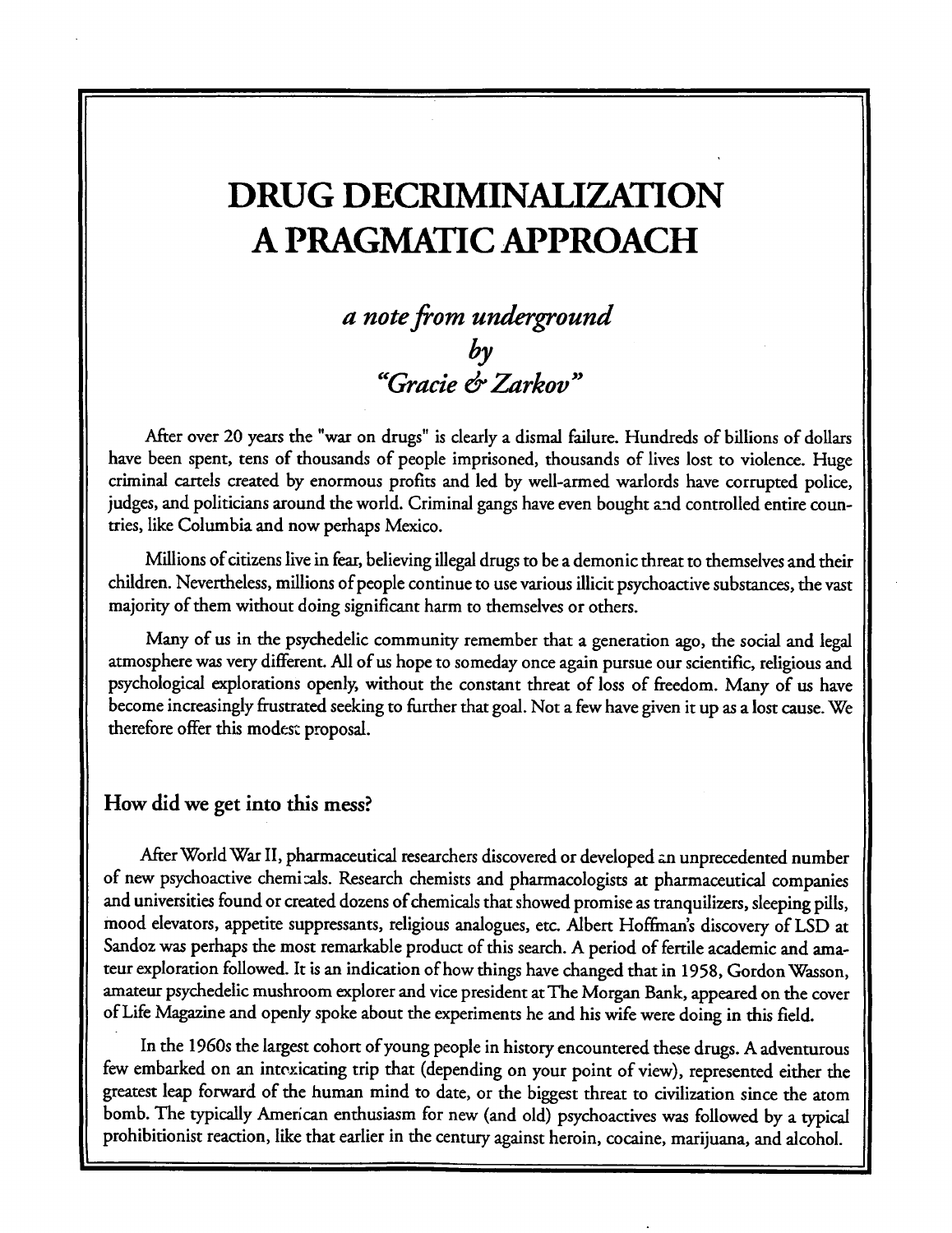# DRUG DECRIMINALIZATION
# A PRAGMATIC APPROACH

### *a note from underground*
### *by*
### *"Gracie & Zarkov"*

After over 20 years the "war on drugs" is clearly a dismal failure. Hundreds of billions of dollars have been spent, tens of thousands of people imprisoned, thousands of lives lost to violence. Huge criminal cartels created by enormous profits and led by well-armed warlords have corrupted police, judges, and politicians around the world. Criminal gangs have even bought and controlled entire countries, like Columbia and now perhaps Mexico.

Millions of citizens live in fear, believing illegal drugs to be a demonic threat to themselves and their children. Nevertheless, millions of people continue to use various illicit psychoactive substances, the vast majority of them without doing significant harm to themselves or others.

Many of us in the psychedelic community remember that a generation ago, the social and legal atmosphere was very different. All of us hope to someday once again pursue our scientific, religious and psychological explorations openly, without the constant threat of loss of freedom. Many of us have become increasingly frustrated seeking to further that goal. Not a few have given it up as a lost cause. We therefore offer this modest proposal.

## How did we get into this mess?

After World War II, pharmaceutical researchers discovered or developed an unprecedented number of new psychoactive chemicals. Research chemists and pharmacologists at pharmaceutical companies and universities found or created dozens of chemicals that showed promise as tranquilizers, sleeping pills, mood elevators, appetite suppressants, religious analogues, etc. Albert Hoffman's discovery of LSD at Sandoz was perhaps the most remarkable product of this search. A period of fertile academic and amateur exploration followed. It is an indication of how things have changed that in 1958, Gordon Wasson, amateur psychedelic mushroom explorer and vice president at The Morgan Bank, appeared on the cover of Life Magazine and openly spoke about the experiments he and his wife were doing in this field.

In the 1960s the largest cohort of young people in history encountered these drugs. A adventurous few embarked on an intoxicating trip that (depending on your point of view), represented either the greatest leap forward of the human mind to date, or the biggest threat to civilization since the atom bomb. The typically American enthusiasm for new (and old) psychoactives was followed by a typical prohibitionist reaction, like that earlier in the century against heroin, cocaine, marijuana, and alcohol.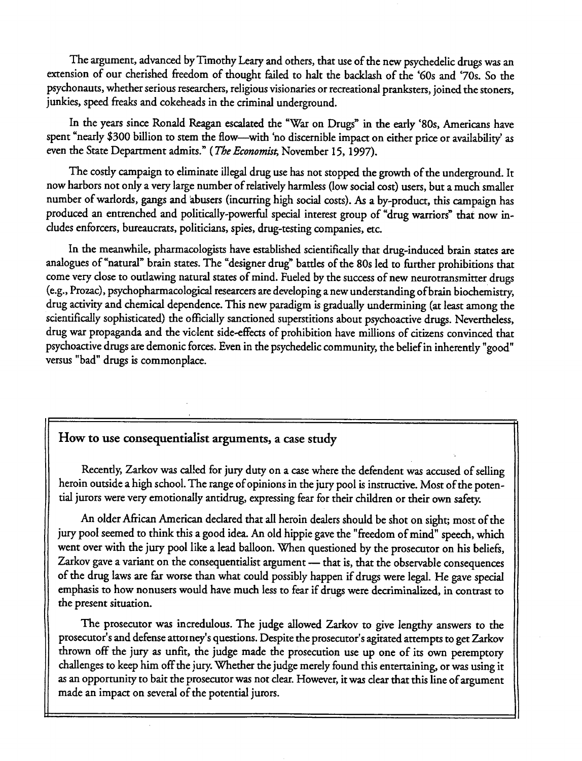The argument, advanced by Timothy Leary and others, that use of the new psychedelic drugs was an extension of our cherished freedom of thought failed to halt the backlash of the '60s and '70s. So the psychonauts, whether serious researchers, religious visionaries or recreational pranksters, joined the stoners, junkies, speed freaks and cokeheads in the criminal underground.

In the years since Ronald Reagan escalated the "War on Drugs" in the early '80s, Americans have spent "nearly $300 billion to stem the flow—with 'no discernible impact on either price or availability' as even the State Department admits." (*The Economist*, November 15, 1997).

The costly campaign to eliminate illegal drug use has not stopped the growth of the underground. It now harbors not only a very large number of relatively harmless (low social cost) users, but a much smaller number of warlords, gangs and abusers (incurring high social costs). As a by-product, this campaign has produced an entrenched and politically-powerful special interest group of "drug warriors" that now includes enforcers, bureaucrats, politicians, spies, drug-testing companies, etc.

In the meanwhile, pharmacologists have established scientifically that drug-induced brain states are analogues of "natural" brain states. The "designer drug" battles of the 80s led to further prohibitions that come very close to outlawing natural states of mind. Fueled by the success of new neurotransmitter drugs (e.g., Prozac), psychopharmacological researcers are developing a new understanding of brain biochemistry, drug activity and chemical dependence. This new paradigm is gradually undermining (at least among the scientifically sophisticated) the officially sanctioned superstitions about psychoactive drugs. Nevertheless, drug war propaganda and the violent side-effects of prohibition have millions of citizens convinced that psychoactive drugs are demonic forces. Even in the psychedelic community, the belief in inherently "good" versus "bad" drugs is commonplace.

## How to use consequentialist arguments, a case study

Recently, Zarkov was called for jury duty on a case where the defendent was accused of selling heroin outside a high school. The range of opinions in the jury pool is instructive. Most of the potential jurors were very emotionally antidrug, expressing fear for their children or their own safety.

An older African American declared that all heroin dealers should be shot on sight; most of the jury pool seemed to think this a good idea. An old hippie gave the "freedom of mind" speech, which went over with the jury pool like a lead balloon. When questioned by the prosecutor on his beliefs, Zarkov gave a variant on the consequentialist argument — that is, that the observable consequences of the drug laws are far worse than what could possibly happen if drugs were legal. He gave special emphasis to how nonusers would have much less to fear if drugs were decriminalized, in contrast to the present situation.

The prosecutor was incredulous. The judge allowed Zarkov to give lengthy answers to the prosecutor's and defense attorney's questions. Despite the prosecutor's agitated attempts to get Zarkov thrown off the jury as unfit, the judge made the prosecution use up one of its own peremptory challenges to keep him off the jury. Whether the judge merely found this entertaining, or was using it as an opportunity to bait the prosecutor was not clear. However, it was clear that this line of argument made an impact on several of the potential jurors.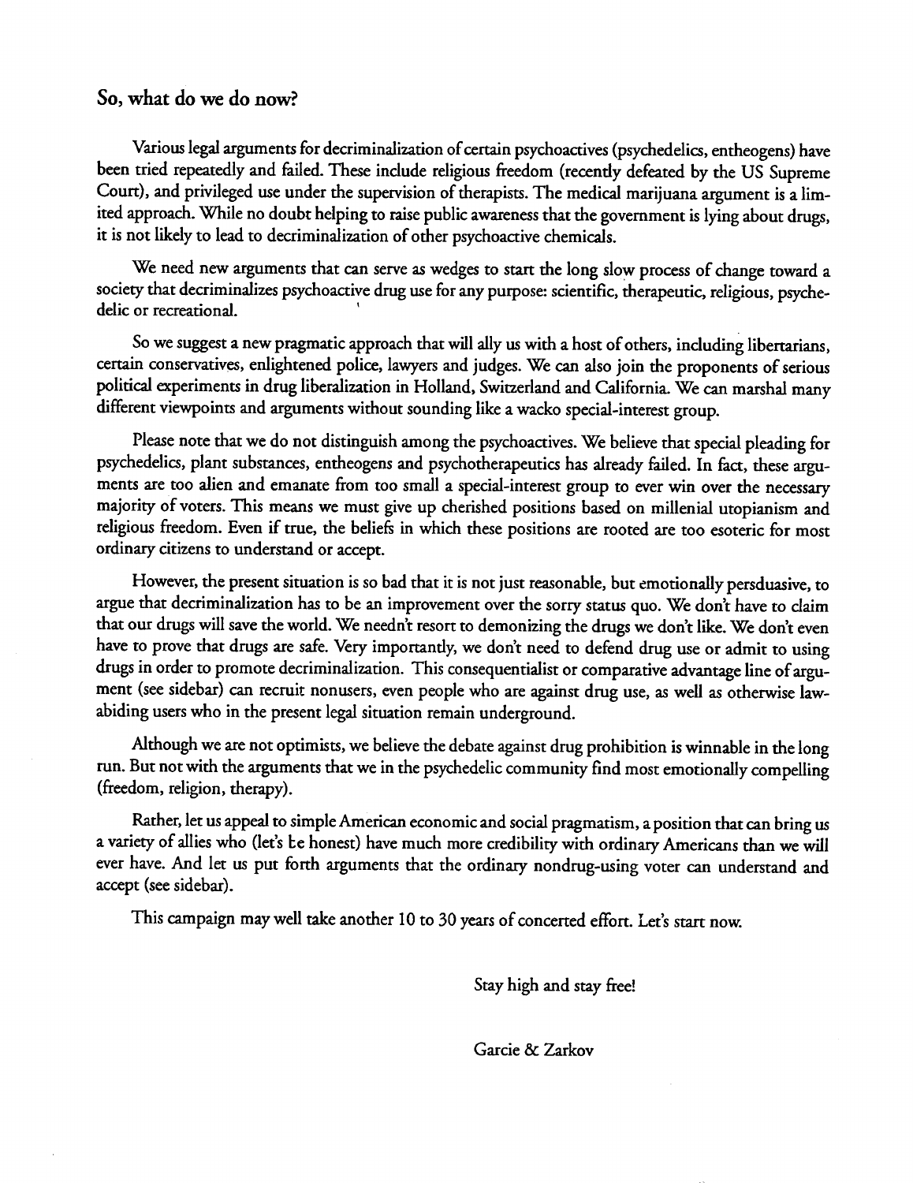## So, what do we do now?

Various legal arguments for decriminalization of certain psychoactives (psychedelics, entheogens) have been tried repeatedly and failed. These include religious freedom (recently defeated by the US Supreme Court), and privileged use under the supervision of therapists. The medical marijuana argument is a limited approach. While no doubt helping to raise public awareness that the government is lying about drugs, it is not likely to lead to decriminalization of other psychoactive chemicals.

We need new arguments that can serve as wedges to start the long slow process of change toward a society that decriminalizes psychoactive drug use for any purpose: scientific, therapeutic, religious, psychedelic or recreational.

So we suggest a new pragmatic approach that will ally us with a host of others, including libertarians, certain conservatives, enlightened police, lawyers and judges. We can also join the proponents of serious political experiments in drug liberalization in Holland, Switzerland and California. We can marshal many different viewpoints and arguments without sounding like a wacko special-interest group.

Please note that we do not distinguish among the psychoactives. We believe that special pleading for psychedelics, plant substances, entheogens and psychotherapeutics has already failed. In fact, these arguments are too alien and emanate from too small a special-interest group to ever win over the necessary majority of voters. This means we must give up cherished positions based on millenial utopianism and religious freedom. Even if true, the beliefs in which these positions are rooted are too esoteric for most ordinary citizens to understand or accept.

However, the present situation is so bad that it is not just reasonable, but emotionally persduasive, to argue that decriminalization has to be an improvement over the sorry status quo. We don't have to claim that our drugs will save the world. We needn't resort to demonizing the drugs we don't like. We don't even have to prove that drugs are safe. Very importantly, we don't need to defend drug use or admit to using drugs in order to promote decriminalization. This consequentialist or comparative advantage line of argument (see sidebar) can recruit nonusers, even people who are against drug use, as well as otherwise law-abiding users who in the present legal situation remain underground.

Although we are not optimists, we believe the debate against drug prohibition is winnable in the long run. But not with the arguments that we in the psychedelic community find most emotionally compelling (freedom, religion, therapy).

Rather, let us appeal to simple American economic and social pragmatism, a position that can bring us a variety of allies who (let's be honest) have much more credibility with ordinary Americans than we will ever have. And let us put forth arguments that the ordinary nondrug-using voter can understand and accept (see sidebar).

This campaign may well take another 10 to 30 years of concerted effort. Let's start now.

Stay high and stay free!

Garcie & Zarkov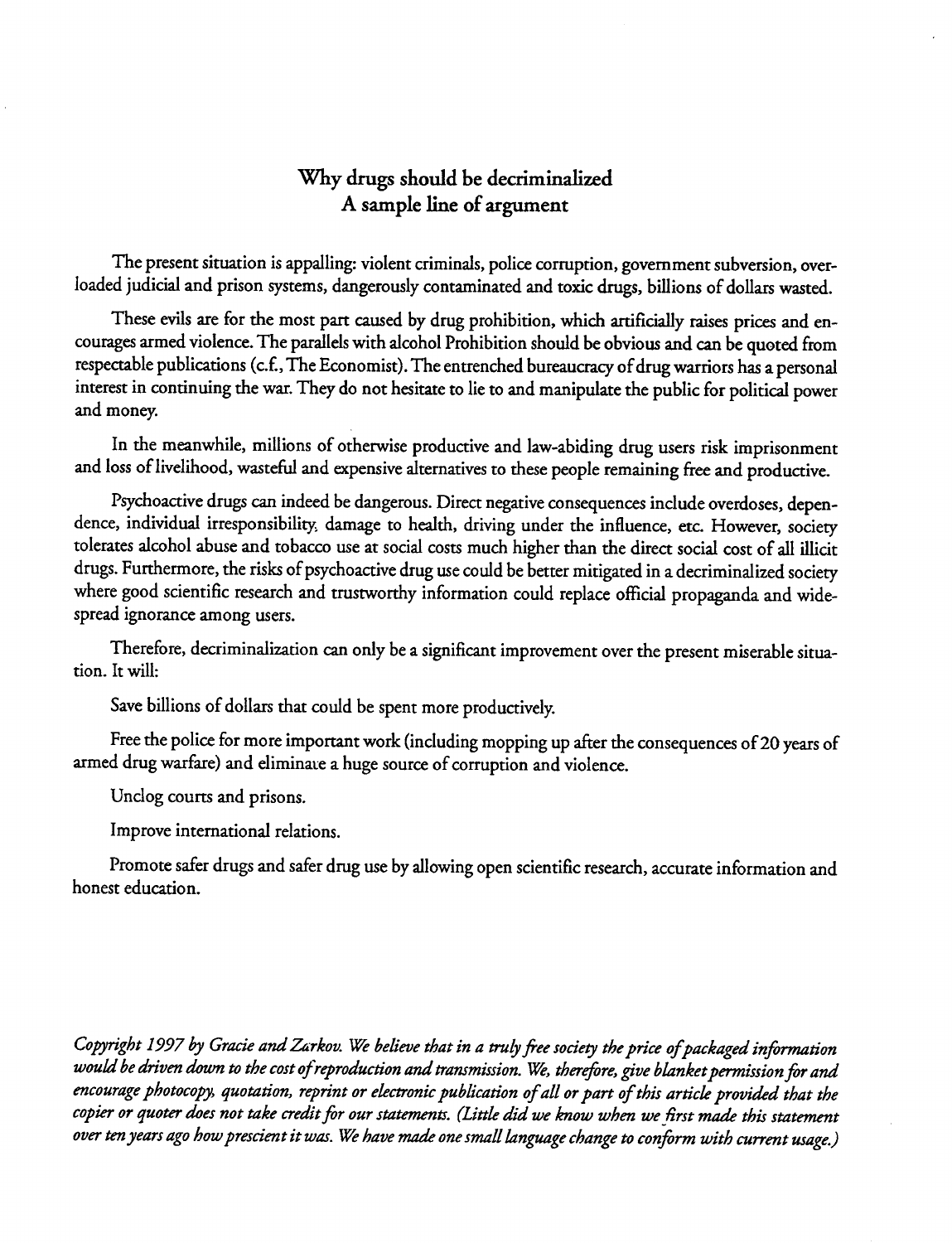## Why drugs should be decriminalized
## A sample line of argument

The present situation is appalling: violent criminals, police corruption, government subversion, overloaded judicial and prison systems, dangerously contaminated and toxic drugs, billions of dollars wasted.

These evils are for the most part caused by drug prohibition, which artificially raises prices and encourages armed violence. The parallels with alcohol Prohibition should be obvious and can be quoted from respectable publications (c.f., The Economist). The entrenched bureaucracy of drug warriors has a personal interest in continuing the war. They do not hesitate to lie to and manipulate the public for political power and money.

In the meanwhile, millions of otherwise productive and law-abiding drug users risk imprisonment and loss of livelihood, wasteful and expensive alternatives to these people remaining free and productive.

Psychoactive drugs can indeed be dangerous. Direct negative consequences include overdoses, dependence, individual irresponsibility, damage to health, driving under the influence, etc. However, society tolerates alcohol abuse and tobacco use at social costs much higher than the direct social cost of all illicit drugs. Furthermore, the risks of psychoactive drug use could be better mitigated in a decriminalized society where good scientific research and trustworthy information could replace official propaganda and widespread ignorance among users.

Therefore, decriminalization can only be a significant improvement over the present miserable situation. It will:

Save billions of dollars that could be spent more productively.

Free the police for more important work (including mopping up after the consequences of 20 years of armed drug warfare) and eliminate a huge source of corruption and violence.

Unclog courts and prisons.

Improve international relations.

Promote safer drugs and safer drug use by allowing open scientific research, accurate information and honest education.

*Copyright 1997 by Gracie and Zarkov. We believe that in a truly free society the price of packaged information would be driven down to the cost of reproduction and transmission. We, therefore, give blanket permission for and encourage photocopy, quotation, reprint or electronic publication of all or part of this article provided that the copier or quoter does not take credit for our statements. (Little did we know when we first made this statement over ten years ago how prescient it was. We have made one small language change to conform with current usage.)*